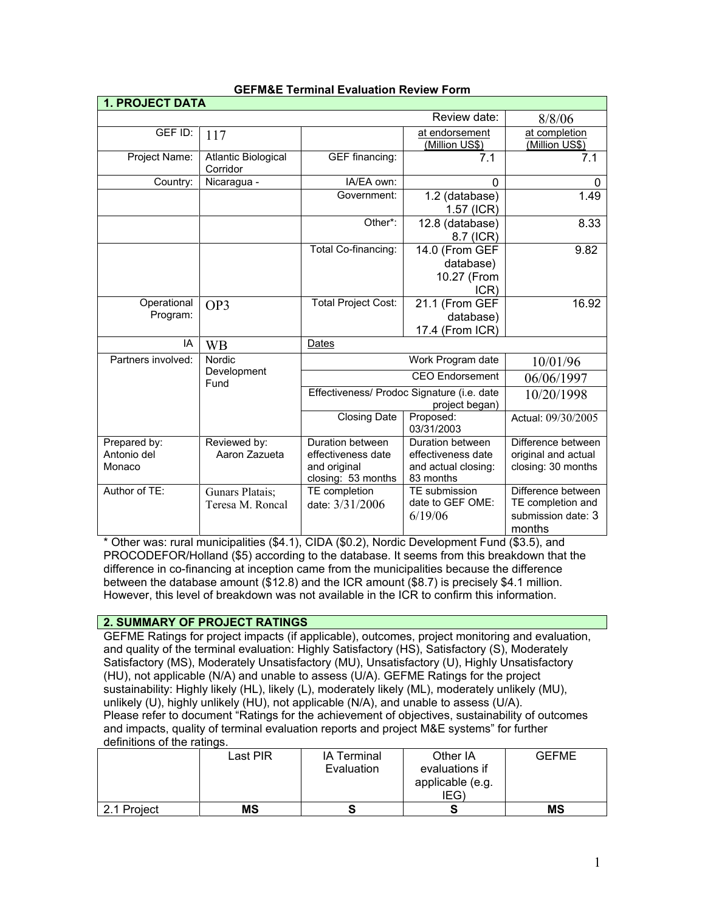**GEFM&E Terminal Evaluation Review Form**

## 1. PROJECT DATA

| | | | Review date: | 8/8/06 |
|---|---|---|---|---|
| GEF ID: | 117 | | at endorsement (Million US$) | at completion (Million US$) |
| Project Name: | Atlantic Biological Corridor | GEF financing: | 7.1 | 7.1 |
| Country: | Nicaragua - | IA/EA own: | 0 | 0 |
| | | Government: | 1.2 (database) 1.57 (ICR) | 1.49 |
| | | Other*: | 12.8 (database) 8.7 (ICR) | 8.33 |
| | | Total Co-financing: | 14.0 (From GEF database) 10.27 (From ICR) | 9.82 |
| Operational Program: | OP3 | Total Project Cost: | 21.1 (From GEF database) 17.4 (From ICR) | 16.92 |
| IA | WB | Dates | | |
| Partners involved: | Nordic Development Fund | | Work Program date | 10/01/96 |
| | | | CEO Endorsement | 06/06/1997 |
| | | | Effectiveness/ Prodoc Signature (i.e. date project began) | 10/20/1998 |
| | | Closing Date | Proposed: 03/31/2003 | Actual: 09/30/2005 |
| Prepared by: Antonio del Monaco | Reviewed by: Aaron Zazueta | Duration between effectiveness date and original closing: 53 months | Duration between effectiveness date and actual closing: 83 months | Difference between original and actual closing: 30 months |
| Author of TE: | Gunars Platais; Teresa M. Roncal | TE completion date: 3/31/2006 | TE submission date to GEF OME: 6/19/06 | Difference between TE completion and submission date: 3 months |

* Other was: rural municipalities ($4.1), CIDA ($0.2), Nordic Development Fund ($3.5), and PROCODEFOR/Holland ($5) according to the database. It seems from this breakdown that the difference in co-financing at inception came from the municipalities because the difference between the database amount ($12.8) and the ICR amount ($8.7) is precisely $4.1 million. However, this level of breakdown was not available in the ICR to confirm this information.

## 2. SUMMARY OF PROJECT RATINGS

GEFME Ratings for project impacts (if applicable), outcomes, project monitoring and evaluation, and quality of the terminal evaluation: Highly Satisfactory (HS), Satisfactory (S), Moderately Satisfactory (MS), Moderately Unsatisfactory (MU), Unsatisfactory (U), Highly Unsatisfactory (HU), not applicable (N/A) and unable to assess (U/A). GEFME Ratings for the project sustainability: Highly likely (HL), likely (L), moderately likely (ML), moderately unlikely (MU), unlikely (U), highly unlikely (HU), not applicable (N/A), and unable to assess (U/A). Please refer to document "Ratings for the achievement of objectives, sustainability of outcomes and impacts, quality of terminal evaluation reports and project M&E systems" for further definitions of the ratings.

| | Last PIR | IA Terminal Evaluation | Other IA evaluations if applicable (e.g. IEG) | GEFME |
|---|---|---|---|---|
| 2.1 Project | **MS** | **S** | **S** | **MS** |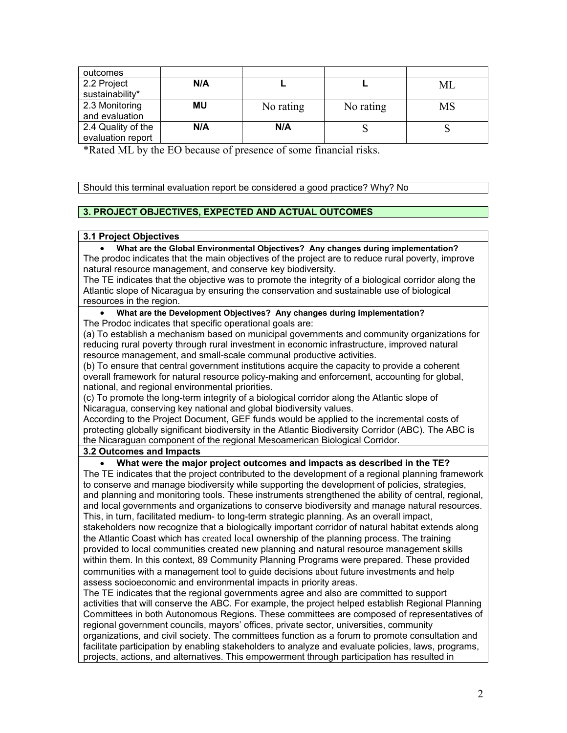| outcomes | | | | |
|---|---|---|---|---|
| 2.2 Project sustainability* | **N/A** | **L** | **L** | ML |
| 2.3 Monitoring and evaluation | **MU** | No rating | No rating | MS |
| 2.4 Quality of the evaluation report | **N/A** | **N/A** | S | S |

*Rated ML by the EO because of presence of some financial risks.

Should this terminal evaluation report be considered a good practice? Why? No

## 3. PROJECT OBJECTIVES, EXPECTED AND ACTUAL OUTCOMES

### 3.1 Project Objectives

- **What are the Global Environmental Objectives? Any changes during implementation?**

The prodoc indicates that the main objectives of the project are to reduce rural poverty, improve natural resource management, and conserve key biodiversity.

The TE indicates that the objective was to promote the integrity of a biological corridor along the Atlantic slope of Nicaragua by ensuring the conservation and sustainable use of biological resources in the region.

- **What are the Development Objectives? Any changes during implementation?**

The Prodoc indicates that specific operational goals are:

(a) To establish a mechanism based on municipal governments and community organizations for reducing rural poverty through rural investment in economic infrastructure, improved natural resource management, and small-scale communal productive activities.

(b) To ensure that central government institutions acquire the capacity to provide a coherent overall framework for natural resource policy-making and enforcement, accounting for global, national, and regional environmental priorities.

(c) To promote the long-term integrity of a biological corridor along the Atlantic slope of Nicaragua, conserving key national and global biodiversity values.

According to the Project Document, GEF funds would be applied to the incremental costs of protecting globally significant biodiversity in the Atlantic Biodiversity Corridor (ABC). The ABC is the Nicaraguan component of the regional Mesoamerican Biological Corridor.

### 3.2 Outcomes and Impacts

- **What were the major project outcomes and impacts as described in the TE?**

The TE indicates that the project contributed to the development of a regional planning framework to conserve and manage biodiversity while supporting the development of policies, strategies, and planning and monitoring tools. These instruments strengthened the ability of central, regional, and local governments and organizations to conserve biodiversity and manage natural resources. This, in turn, facilitated medium- to long-term strategic planning. As an overall impact, stakeholders now recognize that a biologically important corridor of natural habitat extends along the Atlantic Coast which has created local ownership of the planning process. The training provided to local communities created new planning and natural resource management skills within them. In this context, 89 Community Planning Programs were prepared. These provided communities with a management tool to guide decisions about future investments and help assess socioeconomic and environmental impacts in priority areas.

The TE indicates that the regional governments agree and also are committed to support activities that will conserve the ABC. For example, the project helped establish Regional Planning Committees in both Autonomous Regions. These committees are composed of representatives of regional government councils, mayors' offices, private sector, universities, community organizations, and civil society. The committees function as a forum to promote consultation and facilitate participation by enabling stakeholders to analyze and evaluate policies, laws, programs, projects, actions, and alternatives. This empowerment through participation has resulted in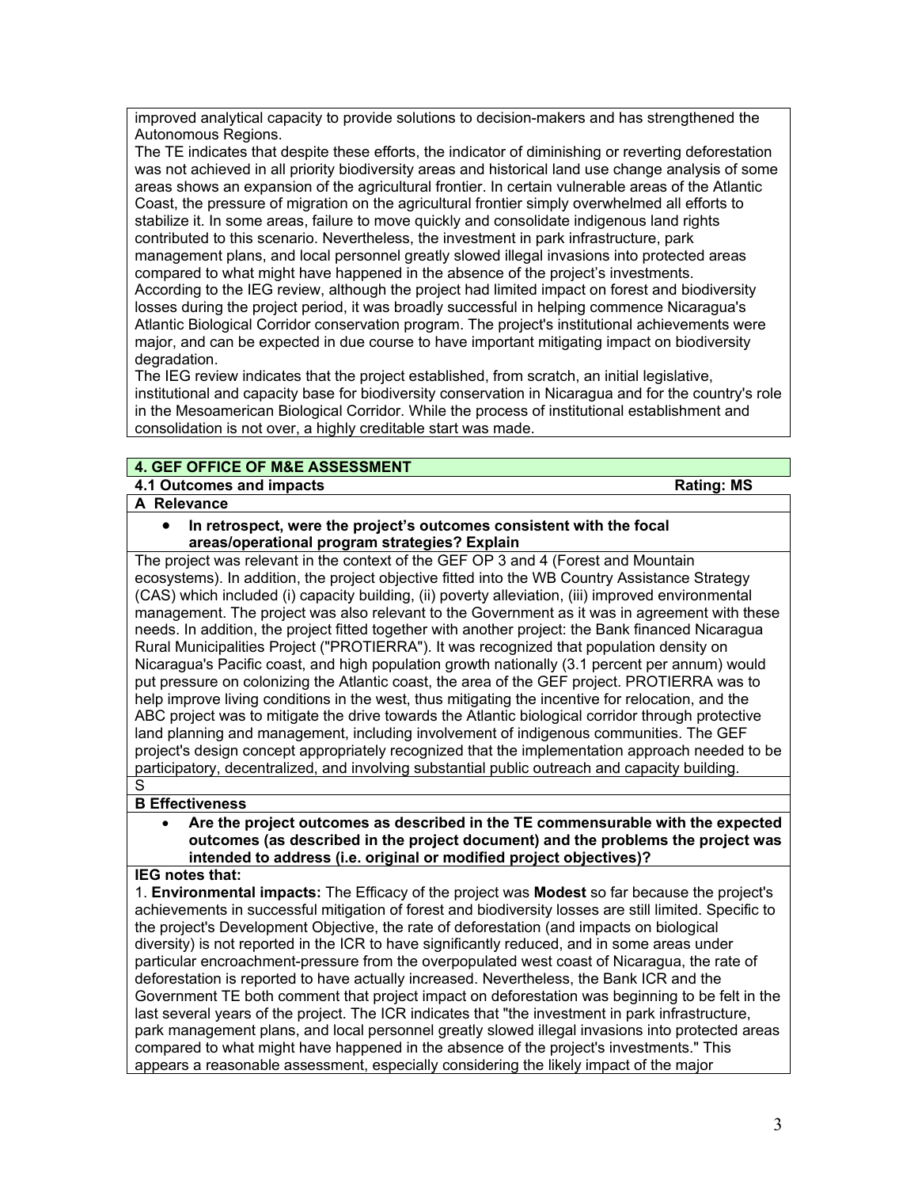improved analytical capacity to provide solutions to decision-makers and has strengthened the Autonomous Regions.

The TE indicates that despite these efforts, the indicator of diminishing or reverting deforestation was not achieved in all priority biodiversity areas and historical land use change analysis of some areas shows an expansion of the agricultural frontier. In certain vulnerable areas of the Atlantic Coast, the pressure of migration on the agricultural frontier simply overwhelmed all efforts to stabilize it. In some areas, failure to move quickly and consolidate indigenous land rights contributed to this scenario. Nevertheless, the investment in park infrastructure, park management plans, and local personnel greatly slowed illegal invasions into protected areas compared to what might have happened in the absence of the project's investments.

According to the IEG review, although the project had limited impact on forest and biodiversity losses during the project period, it was broadly successful in helping commence Nicaragua's Atlantic Biological Corridor conservation program. The project's institutional achievements were major, and can be expected in due course to have important mitigating impact on biodiversity degradation.

The IEG review indicates that the project established, from scratch, an initial legislative, institutional and capacity base for biodiversity conservation in Nicaragua and for the country's role in the Mesoamerican Biological Corridor. While the process of institutional establishment and consolidation is not over, a highly creditable start was made.

## 4. GEF OFFICE OF M&E ASSESSMENT

### 4.1 Outcomes and impacts — Rating: MS

**A Relevance**

- **In retrospect, were the project's outcomes consistent with the focal areas/operational program strategies? Explain**

The project was relevant in the context of the GEF OP 3 and 4 (Forest and Mountain ecosystems). In addition, the project objective fitted into the WB Country Assistance Strategy (CAS) which included (i) capacity building, (ii) poverty alleviation, (iii) improved environmental management. The project was also relevant to the Government as it was in agreement with these needs. In addition, the project fitted together with another project: the Bank financed Nicaragua Rural Municipalities Project ("PROTIERRA"). It was recognized that population density on Nicaragua's Pacific coast, and high population growth nationally (3.1 percent per annum) would put pressure on colonizing the Atlantic coast, the area of the GEF project. PROTIERRA was to help improve living conditions in the west, thus mitigating the incentive for relocation, and the ABC project was to mitigate the drive towards the Atlantic biological corridor through protective land planning and management, including involvement of indigenous communities. The GEF project's design concept appropriately recognized that the implementation approach needed to be participatory, decentralized, and involving substantial public outreach and capacity building.

S

**B Effectiveness**

- **Are the project outcomes as described in the TE commensurable with the expected outcomes (as described in the project document) and the problems the project was intended to address (i.e. original or modified project objectives)?**

**IEG notes that:**

1. **Environmental impacts:** The Efficacy of the project was **Modest** so far because the project's achievements in successful mitigation of forest and biodiversity losses are still limited. Specific to the project's Development Objective, the rate of deforestation (and impacts on biological diversity) is not reported in the ICR to have significantly reduced, and in some areas under particular encroachment-pressure from the overpopulated west coast of Nicaragua, the rate of deforestation is reported to have actually increased. Nevertheless, the Bank ICR and the Government TE both comment that project impact on deforestation was beginning to be felt in the last several years of the project. The ICR indicates that "the investment in park infrastructure, park management plans, and local personnel greatly slowed illegal invasions into protected areas compared to what might have happened in the absence of the project's investments." This appears a reasonable assessment, especially considering the likely impact of the major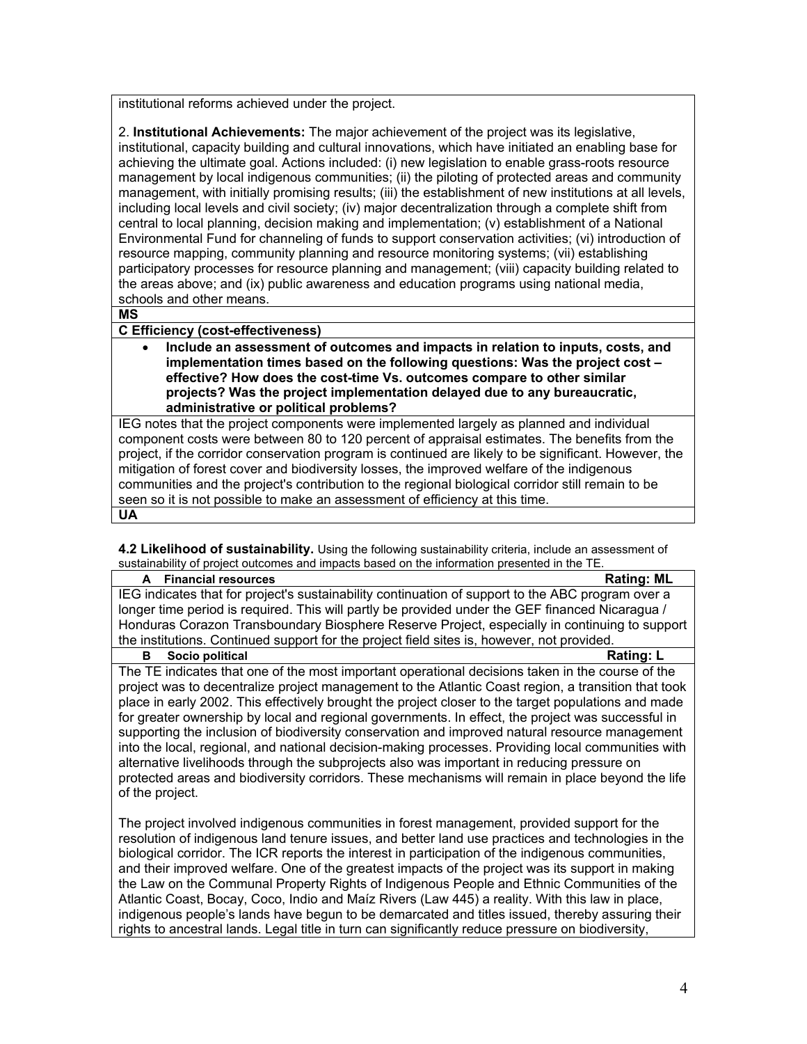institutional reforms achieved under the project.

2. **Institutional Achievements:** The major achievement of the project was its legislative, institutional, capacity building and cultural innovations, which have initiated an enabling base for achieving the ultimate goal. Actions included: (i) new legislation to enable grass-roots resource management by local indigenous communities; (ii) the piloting of protected areas and community management, with initially promising results; (iii) the establishment of new institutions at all levels, including local levels and civil society; (iv) major decentralization through a complete shift from central to local planning, decision making and implementation; (v) establishment of a National Environmental Fund for channeling of funds to support conservation activities; (vi) introduction of resource mapping, community planning and resource monitoring systems; (vii) establishing participatory processes for resource planning and management; (viii) capacity building related to the areas above; and (ix) public awareness and education programs using national media, schools and other means.

**MS**

**C Efficiency (cost-effectiveness)**

- **Include an assessment of outcomes and impacts in relation to inputs, costs, and implementation times based on the following questions: Was the project cost – effective? How does the cost-time Vs. outcomes compare to other similar projects? Was the project implementation delayed due to any bureaucratic, administrative or political problems?**

IEG notes that the project components were implemented largely as planned and individual component costs were between 80 to 120 percent of appraisal estimates. The benefits from the project, if the corridor conservation program is continued are likely to be significant. However, the mitigation of forest cover and biodiversity losses, the improved welfare of the indigenous communities and the project's contribution to the regional biological corridor still remain to be seen so it is not possible to make an assessment of efficiency at this time.

**UA**

**4.2 Likelihood of sustainability.** Using the following sustainability criteria, include an assessment of sustainability of project outcomes and impacts based on the information presented in the TE.

**A Financial resources** — **Rating: ML**

IEG indicates that for project's sustainability continuation of support to the ABC program over a longer time period is required. This will partly be provided under the GEF financed Nicaragua / Honduras Corazon Transboundary Biosphere Reserve Project, especially in continuing to support the institutions. Continued support for the project field sites is, however, not provided.

**B Socio political** — **Rating: L**

The TE indicates that one of the most important operational decisions taken in the course of the project was to decentralize project management to the Atlantic Coast region, a transition that took place in early 2002. This effectively brought the project closer to the target populations and made for greater ownership by local and regional governments. In effect, the project was successful in supporting the inclusion of biodiversity conservation and improved natural resource management into the local, regional, and national decision-making processes. Providing local communities with alternative livelihoods through the subprojects also was important in reducing pressure on protected areas and biodiversity corridors. These mechanisms will remain in place beyond the life of the project.

The project involved indigenous communities in forest management, provided support for the resolution of indigenous land tenure issues, and better land use practices and technologies in the biological corridor. The ICR reports the interest in participation of the indigenous communities, and their improved welfare. One of the greatest impacts of the project was its support in making the Law on the Communal Property Rights of Indigenous People and Ethnic Communities of the Atlantic Coast, Bocay, Coco, Indio and Maíz Rivers (Law 445) a reality. With this law in place, indigenous people's lands have begun to be demarcated and titles issued, thereby assuring their rights to ancestral lands. Legal title in turn can significantly reduce pressure on biodiversity,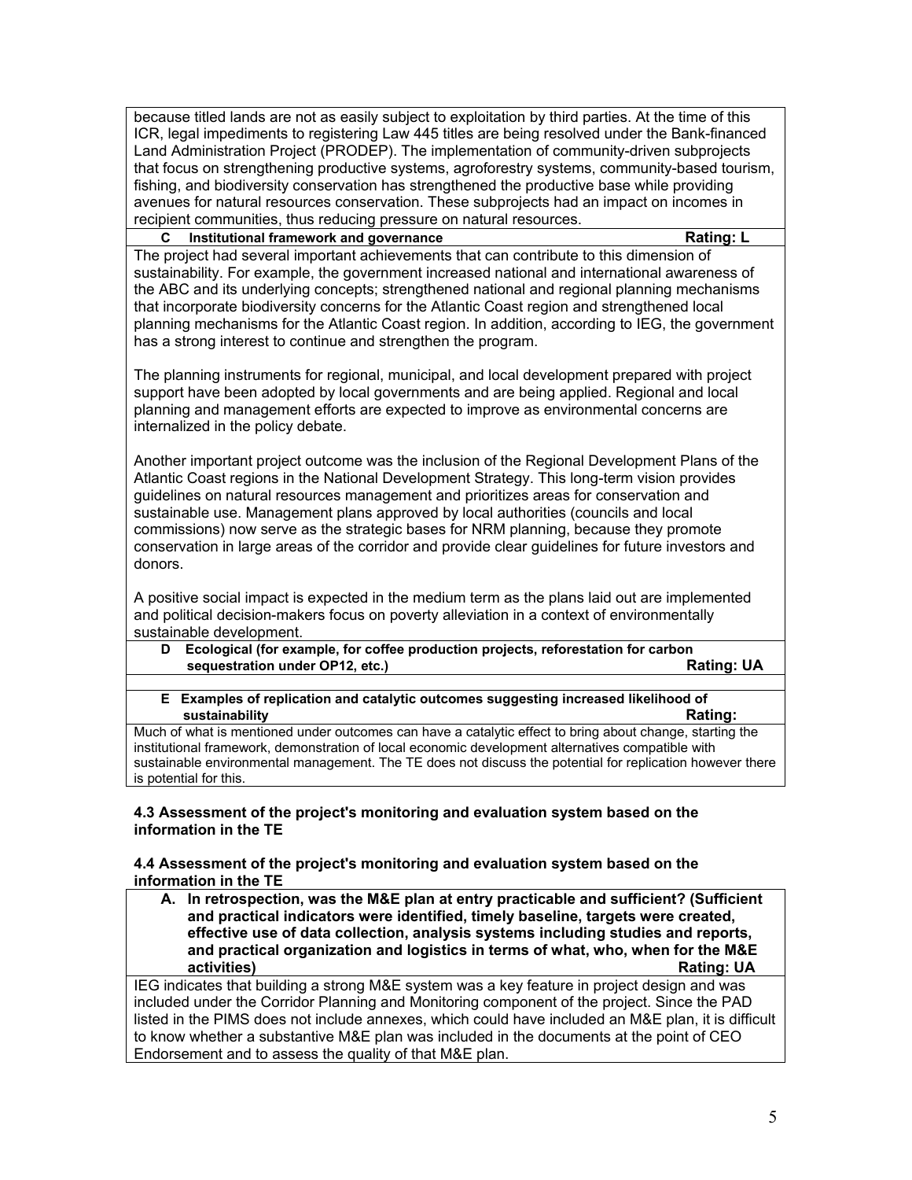because titled lands are not as easily subject to exploitation by third parties. At the time of this ICR, legal impediments to registering Law 445 titles are being resolved under the Bank-financed Land Administration Project (PRODEP). The implementation of community-driven subprojects that focus on strengthening productive systems, agroforestry systems, community-based tourism, fishing, and biodiversity conservation has strengthened the productive base while providing avenues for natural resources conservation. These subprojects had an impact on incomes in recipient communities, thus reducing pressure on natural resources.

**C Institutional framework and governance** **Rating: L**

The project had several important achievements that can contribute to this dimension of sustainability. For example, the government increased national and international awareness of the ABC and its underlying concepts; strengthened national and regional planning mechanisms that incorporate biodiversity concerns for the Atlantic Coast region and strengthened local planning mechanisms for the Atlantic Coast region. In addition, according to IEG, the government has a strong interest to continue and strengthen the program.

The planning instruments for regional, municipal, and local development prepared with project support have been adopted by local governments and are being applied. Regional and local planning and management efforts are expected to improve as environmental concerns are internalized in the policy debate.

Another important project outcome was the inclusion of the Regional Development Plans of the Atlantic Coast regions in the National Development Strategy. This long-term vision provides guidelines on natural resources management and prioritizes areas for conservation and sustainable use. Management plans approved by local authorities (councils and local commissions) now serve as the strategic bases for NRM planning, because they promote conservation in large areas of the corridor and provide clear guidelines for future investors and donors.

A positive social impact is expected in the medium term as the plans laid out are implemented and political decision-makers focus on poverty alleviation in a context of environmentally sustainable development.

**D Ecological (for example, for coffee production projects, reforestation for carbon sequestration under OP12, etc.)** **Rating: UA**

**E Examples of replication and catalytic outcomes suggesting increased likelihood of sustainability** **Rating:**

Much of what is mentioned under outcomes can have a catalytic effect to bring about change, starting the institutional framework, demonstration of local economic development alternatives compatible with sustainable environmental management. The TE does not discuss the potential for replication however there is potential for this.

**4.3 Assessment of the project's monitoring and evaluation system based on the information in the TE**

**4.4 Assessment of the project's monitoring and evaluation system based on the information in the TE**

**A. In retrospection, was the M&E plan at entry practicable and sufficient? (Sufficient and practical indicators were identified, timely baseline, targets were created, effective use of data collection, analysis systems including studies and reports, and practical organization and logistics in terms of what, who, when for the M&E activities)** **Rating: UA**

IEG indicates that building a strong M&E system was a key feature in project design and was included under the Corridor Planning and Monitoring component of the project. Since the PAD listed in the PIMS does not include annexes, which could have included an M&E plan, it is difficult to know whether a substantive M&E plan was included in the documents at the point of CEO Endorsement and to assess the quality of that M&E plan.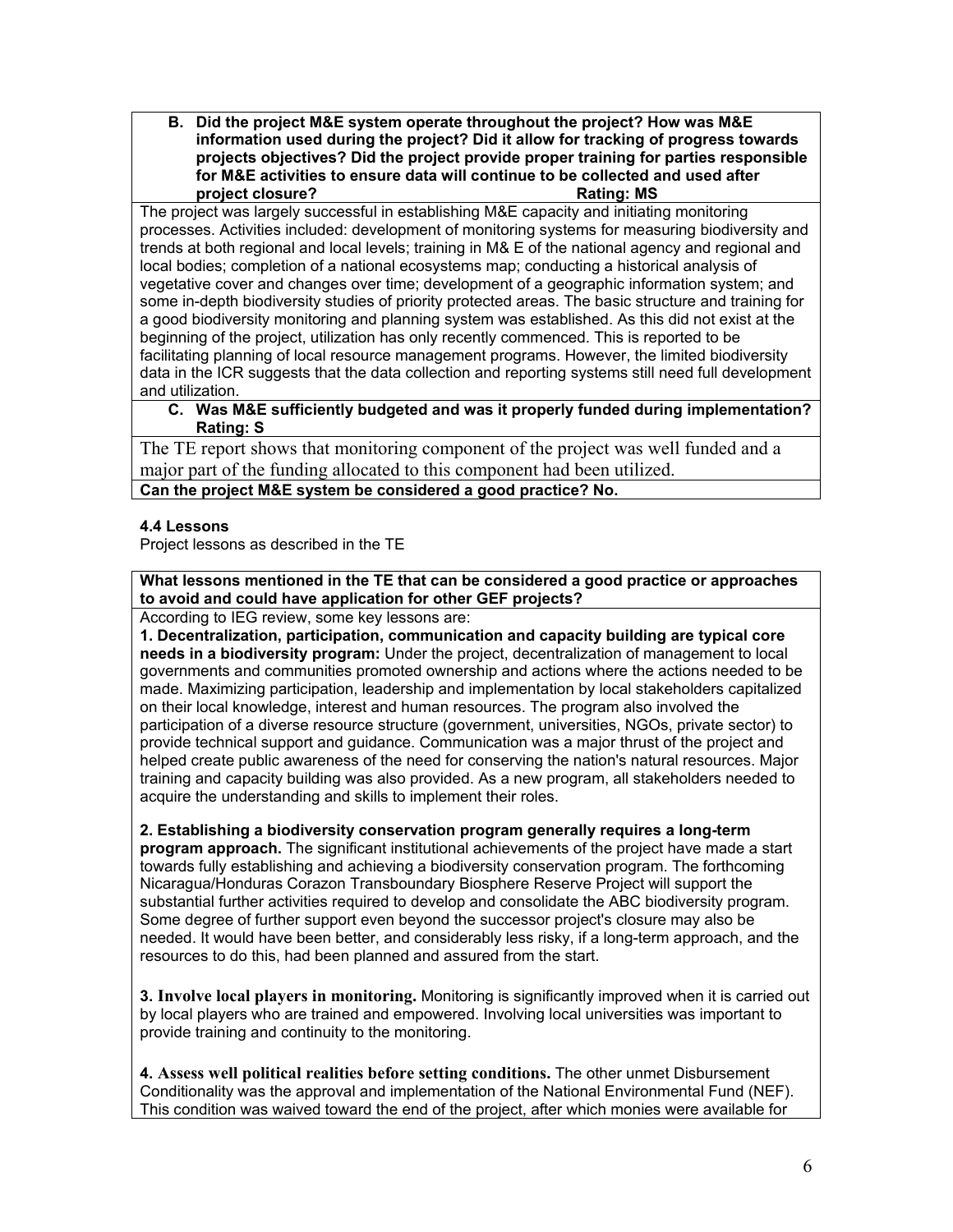**B. Did the project M&E system operate throughout the project? How was M&E information used during the project? Did it allow for tracking of progress towards projects objectives? Did the project provide proper training for parties responsible for M&E activities to ensure data will continue to be collected and used after project closure? Rating: MS**

The project was largely successful in establishing M&E capacity and initiating monitoring processes. Activities included: development of monitoring systems for measuring biodiversity and trends at both regional and local levels; training in M& E of the national agency and regional and local bodies; completion of a national ecosystems map; conducting a historical analysis of vegetative cover and changes over time; development of a geographic information system; and some in-depth biodiversity studies of priority protected areas. The basic structure and training for a good biodiversity monitoring and planning system was established. As this did not exist at the beginning of the project, utilization has only recently commenced. This is reported to be facilitating planning of local resource management programs. However, the limited biodiversity data in the ICR suggests that the data collection and reporting systems still need full development and utilization.

**C. Was M&E sufficiently budgeted and was it properly funded during implementation? Rating: S**

The TE report shows that monitoring component of the project was well funded and a major part of the funding allocated to this component had been utilized.

**Can the project M&E system be considered a good practice? No.**

#### 4.4 Lessons

Project lessons as described in the TE

**What lessons mentioned in the TE that can be considered a good practice or approaches to avoid and could have application for other GEF projects?**

According to IEG review, some key lessons are:

**1. Decentralization, participation, communication and capacity building are typical core needs in a biodiversity program:** Under the project, decentralization of management to local governments and communities promoted ownership and actions where the actions needed to be made. Maximizing participation, leadership and implementation by local stakeholders capitalized on their local knowledge, interest and human resources. The program also involved the participation of a diverse resource structure (government, universities, NGOs, private sector) to provide technical support and guidance. Communication was a major thrust of the project and helped create public awareness of the need for conserving the nation's natural resources. Major training and capacity building was also provided. As a new program, all stakeholders needed to acquire the understanding and skills to implement their roles.

**2. Establishing a biodiversity conservation program generally requires a long-term program approach.** The significant institutional achievements of the project have made a start towards fully establishing and achieving a biodiversity conservation program. The forthcoming Nicaragua/Honduras Corazon Transboundary Biosphere Reserve Project will support the substantial further activities required to develop and consolidate the ABC biodiversity program. Some degree of further support even beyond the successor project's closure may also be needed. It would have been better, and considerably less risky, if a long-term approach, and the resources to do this, had been planned and assured from the start.

**3. Involve local players in monitoring.** Monitoring is significantly improved when it is carried out by local players who are trained and empowered. Involving local universities was important to provide training and continuity to the monitoring.

**4. Assess well political realities before setting conditions.** The other unmet Disbursement Conditionality was the approval and implementation of the National Environmental Fund (NEF). This condition was waived toward the end of the project, after which monies were available for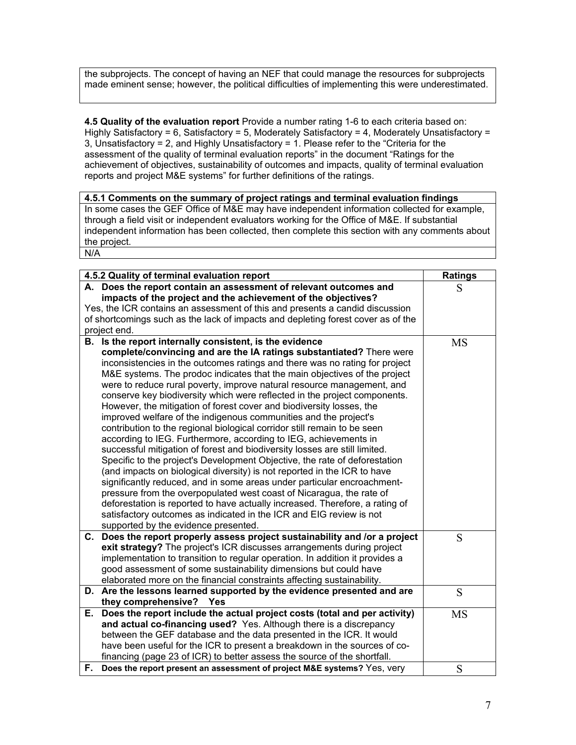the subprojects. The concept of having an NEF that could manage the resources for subprojects made eminent sense; however, the political difficulties of implementing this were underestimated.

**4.5 Quality of the evaluation report** Provide a number rating 1-6 to each criteria based on: Highly Satisfactory = 6, Satisfactory = 5, Moderately Satisfactory = 4, Moderately Unsatisfactory = 3, Unsatisfactory = 2, and Highly Unsatisfactory = 1. Please refer to the "Criteria for the assessment of the quality of terminal evaluation reports" in the document "Ratings for the achievement of objectives, sustainability of outcomes and impacts, quality of terminal evaluation reports and project M&E systems" for further definitions of the ratings.

| **4.5.1 Comments on the summary of project ratings and terminal evaluation findings** |
|---|
| In some cases the GEF Office of M&E may have independent information collected for example, through a field visit or independent evaluators working for the Office of M&E. If substantial independent information has been collected, then complete this section with any comments about the project. |
| N/A |

| **4.5.2 Quality of terminal evaluation report** | **Ratings** |
|---|---|
| **A. Does the report contain an assessment of relevant outcomes and impacts of the project and the achievement of the objectives?** Yes, the ICR contains an assessment of this and presents a candid discussion of shortcomings such as the lack of impacts and depleting forest cover as of the project end. | S |
| **B. Is the report internally consistent, is the evidence complete/convincing and are the IA ratings substantiated?** There were inconsistencies in the outcomes ratings and there was no rating for project M&E systems. The prodoc indicates that the main objectives of the project were to reduce rural poverty, improve natural resource management, and conserve key biodiversity which were reflected in the project components. However, the mitigation of forest cover and biodiversity losses, the improved welfare of the indigenous communities and the project's contribution to the regional biological corridor still remain to be seen according to IEG. Furthermore, according to IEG, achievements in successful mitigation of forest and biodiversity losses are still limited. Specific to the project's Development Objective, the rate of deforestation (and impacts on biological diversity) is not reported in the ICR to have significantly reduced, and in some areas under particular encroachment-pressure from the overpopulated west coast of Nicaragua, the rate of deforestation is reported to have actually increased. Therefore, a rating of satisfactory outcomes as indicated in the ICR and EIG review is not supported by the evidence presented. | MS |
| **C. Does the report properly assess project sustainability and /or a project exit strategy?** The project's ICR discusses arrangements during project implementation to transition to regular operation. In addition it provides a good assessment of some sustainability dimensions but could have elaborated more on the financial constraints affecting sustainability. | S |
| **D. Are the lessons learned supported by the evidence presented and are they comprehensive? Yes** | S |
| **E. Does the report include the actual project costs (total and per activity) and actual co-financing used?** Yes. Although there is a discrepancy between the GEF database and the data presented in the ICR. It would have been useful for the ICR to present a breakdown in the sources of co-financing (page 23 of ICR) to better assess the source of the shortfall. | MS |
| **F. Does the report present an assessment of project M&E systems?** Yes, very | S |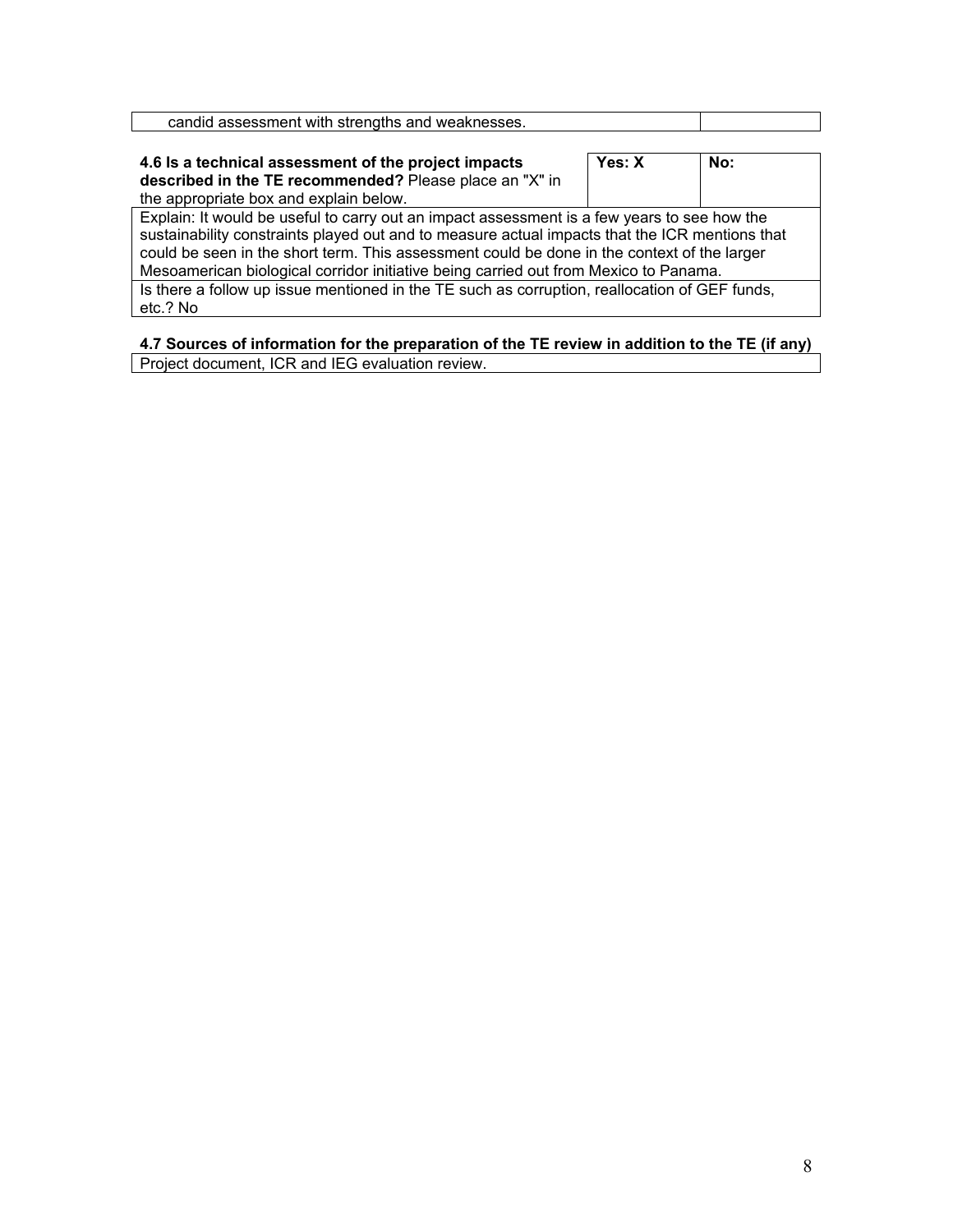| | |
|---|---|
| candid assessment with strengths and weaknesses. | |

| **4.6 Is a technical assessment of the project impacts described in the TE recommended?** Please place an "X" in the appropriate box and explain below. | **Yes: X** | **No:** |
|---|---|---|
| Explain: It would be useful to carry out an impact assessment is a few years to see how the sustainability constraints played out and to measure actual impacts that the ICR mentions that could be seen in the short term. This assessment could be done in the context of the larger Mesoamerican biological corridor initiative being carried out from Mexico to Panama. | | |
| Is there a follow up issue mentioned in the TE such as corruption, reallocation of GEF funds, etc.? No | | |

**4.7 Sources of information for the preparation of the TE review in addition to the TE (if any)**

Project document, ICR and IEG evaluation review.